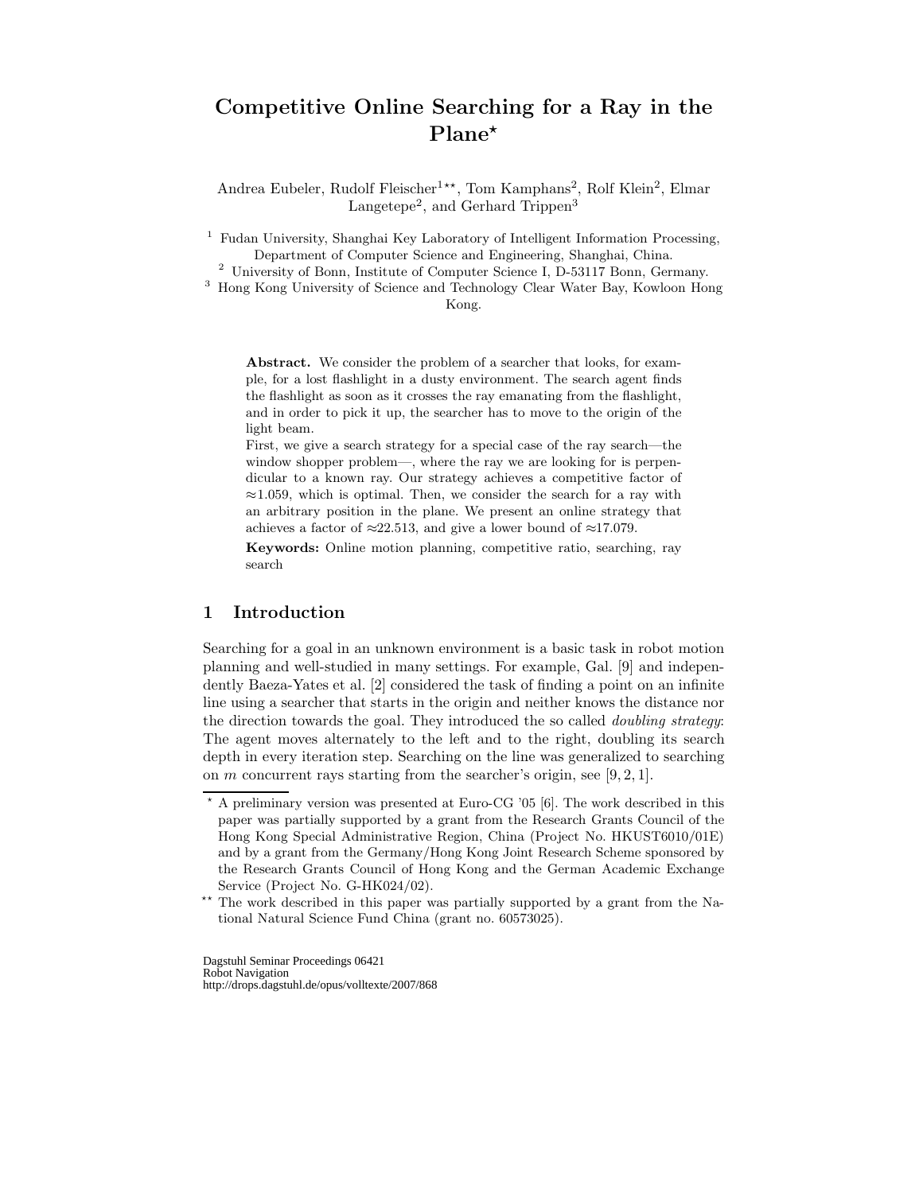# Competitive Online Searching for a Ray in the Plane*

Andrea Eubeler, Rudolf Fleischer[1]**, Tom Kamphans[2], Rolf Klein[2], Elmar Langetepe[2], and Gerhard Trippen[3]

[1] Fudan University, Shanghai Key Laboratory of Intelligent Information Processing, Department of Computer Science and Engineering, Shanghai, China.
[2] University of Bonn, Institute of Computer Science I, D-53117 Bonn, Germany.
[3] Hong Kong University of Science and Technology Clear Water Bay, Kowloon Hong Kong.

**Abstract.** We consider the problem of a searcher that looks, for example, for a lost flashlight in a dusty environment. The search agent finds the flashlight as soon as it crosses the ray emanating from the flashlight, and in order to pick it up, the searcher has to move to the origin of the light beam.

First, we give a search strategy for a special case of the ray search—the window shopper problem—, where the ray we are looking for is perpendicular to a known ray. Our strategy achieves a competitive factor of $\approx$1.059, which is optimal. Then, we consider the search for a ray with an arbitrary position in the plane. We present an online strategy that achieves a factor of $\approx$22.513, and give a lower bound of $\approx$17.079.

**Keywords:** Online motion planning, competitive ratio, searching, ray search

## 1 Introduction

Searching for a goal in an unknown environment is a basic task in robot motion planning and well-studied in many settings. For example, Gal. [9] and independently Baeza-Yates et al. [2] considered the task of finding a point on an infinite line using a searcher that starts in the origin and neither knows the distance nor the direction towards the goal. They introduced the so called *doubling strategy*: The agent moves alternately to the left and to the right, doubling its search depth in every iteration step. Searching on the line was generalized to searching on $m$ concurrent rays starting from the searcher's origin, see [9, 2, 1].

* A preliminary version was presented at Euro-CG '05 [6]. The work described in this paper was partially supported by a grant from the Research Grants Council of the Hong Kong Special Administrative Region, China (Project No. HKUST6010/01E) and by a grant from the Germany/Hong Kong Joint Research Scheme sponsored by the Research Grants Council of Hong Kong and the German Academic Exchange Service (Project No. G-HK024/02).

** The work described in this paper was partially supported by a grant from the National Natural Science Fund China (grant no. 60573025).

Dagstuhl Seminar Proceedings 06421
Robot Navigation
http://drops.dagstuhl.de/opus/volltexte/2007/868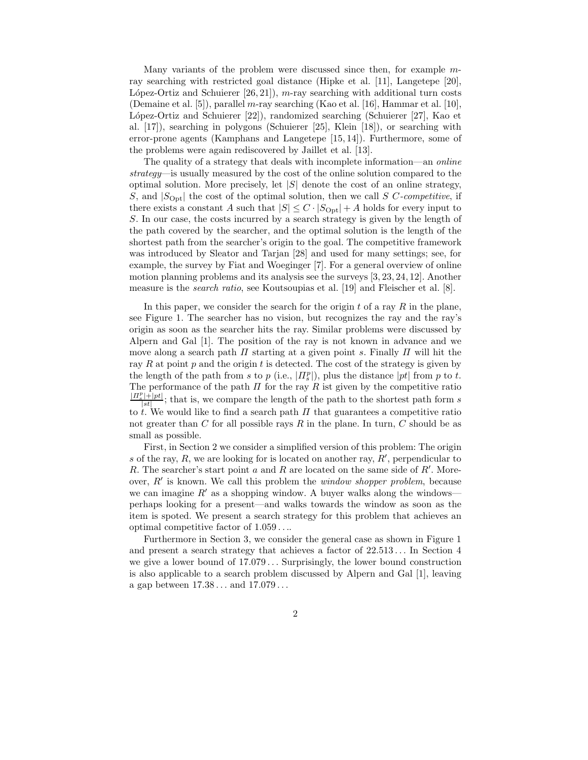Many variants of the problem were discussed since then, for example $m$-ray searching with restricted goal distance (Hipke et al. [11], Langetepe [20], López-Ortiz and Schuierer [26, 21]), $m$-ray searching with additional turn costs (Demaine et al. [5]), parallel $m$-ray searching (Kao et al. [16], Hammar et al. [10], López-Ortiz and Schuierer [22]), randomized searching (Schuierer [27], Kao et al. [17]), searching in polygons (Schuierer [25], Klein [18]), or searching with error-prone agents (Kamphans and Langetepe [15, 14]). Furthermore, some of the problems were again rediscovered by Jaillet et al. [13].

The quality of a strategy that deals with incomplete information—an *online strategy*—is usually measured by the cost of the online solution compared to the optimal solution. More precisely, let $|S|$ denote the cost of an online strategy, $S$, and $|S_{\text{Opt}}|$ the cost of the optimal solution, then we call $S$ *$C$-competitive*, if there exists a constant $A$ such that $|S| \leq C \cdot |S_{\text{Opt}}| + A$ holds for every input to $S$. In our case, the costs incurred by a search strategy is given by the length of the path covered by the searcher, and the optimal solution is the length of the shortest path from the searcher's origin to the goal. The competitive framework was introduced by Sleator and Tarjan [28] and used for many settings; see, for example, the survey by Fiat and Woeginger [7]. For a general overview of online motion planning problems and its analysis see the surveys [3, 23, 24, 12]. Another measure is the *search ratio*, see Koutsoupias et al. [19] and Fleischer et al. [8].

In this paper, we consider the search for the origin $t$ of a ray $R$ in the plane, see Figure 1. The searcher has no vision, but recognizes the ray and the ray's origin as soon as the searcher hits the ray. Similar problems were discussed by Alpern and Gal [1]. The position of the ray is not known in advance and we move along a search path $\Pi$ starting at a given point $s$. Finally $\Pi$ will hit the ray $R$ at point $p$ and the origin $t$ is detected. The cost of the strategy is given by the length of the path from $s$ to $p$ (i.e., $|\Pi_s^p|$), plus the distance $|pt|$ from $p$ to $t$. The performance of the path $\Pi$ for the ray $R$ ist given by the competitive ratio $\frac{|\Pi_s^p|+|pt|}{|st|}$; that is, we compare the length of the path to the shortest path form $s$ to $t$. We would like to find a search path $\Pi$ that guarantees a competitive ratio not greater than $C$ for all possible rays $R$ in the plane. In turn, $C$ should be as small as possible.

First, in Section 2 we consider a simplified version of this problem: The origin $s$ of the ray, $R$, we are looking for is located on another ray, $R'$, perpendicular to $R$. The searcher's start point $a$ and $R$ are located on the same side of $R'$. Moreover, $R'$ is known. We call this problem the *window shopper problem*, because we can imagine $R'$ as a shopping window. A buyer walks along the windows—perhaps looking for a present—and walks towards the window as soon as the item is spoted. We present a search strategy for this problem that achieves an optimal competitive factor of $1.059\ldots$.

Furthermore in Section 3, we consider the general case as shown in Figure 1 and present a search strategy that achieves a factor of $22.513\ldots$ In Section 4 we give a lower bound of $17.079\ldots$ Surprisingly, the lower bound construction is also applicable to a search problem discussed by Alpern and Gal [1], leaving a gap between $17.38\ldots$ and $17.079\ldots$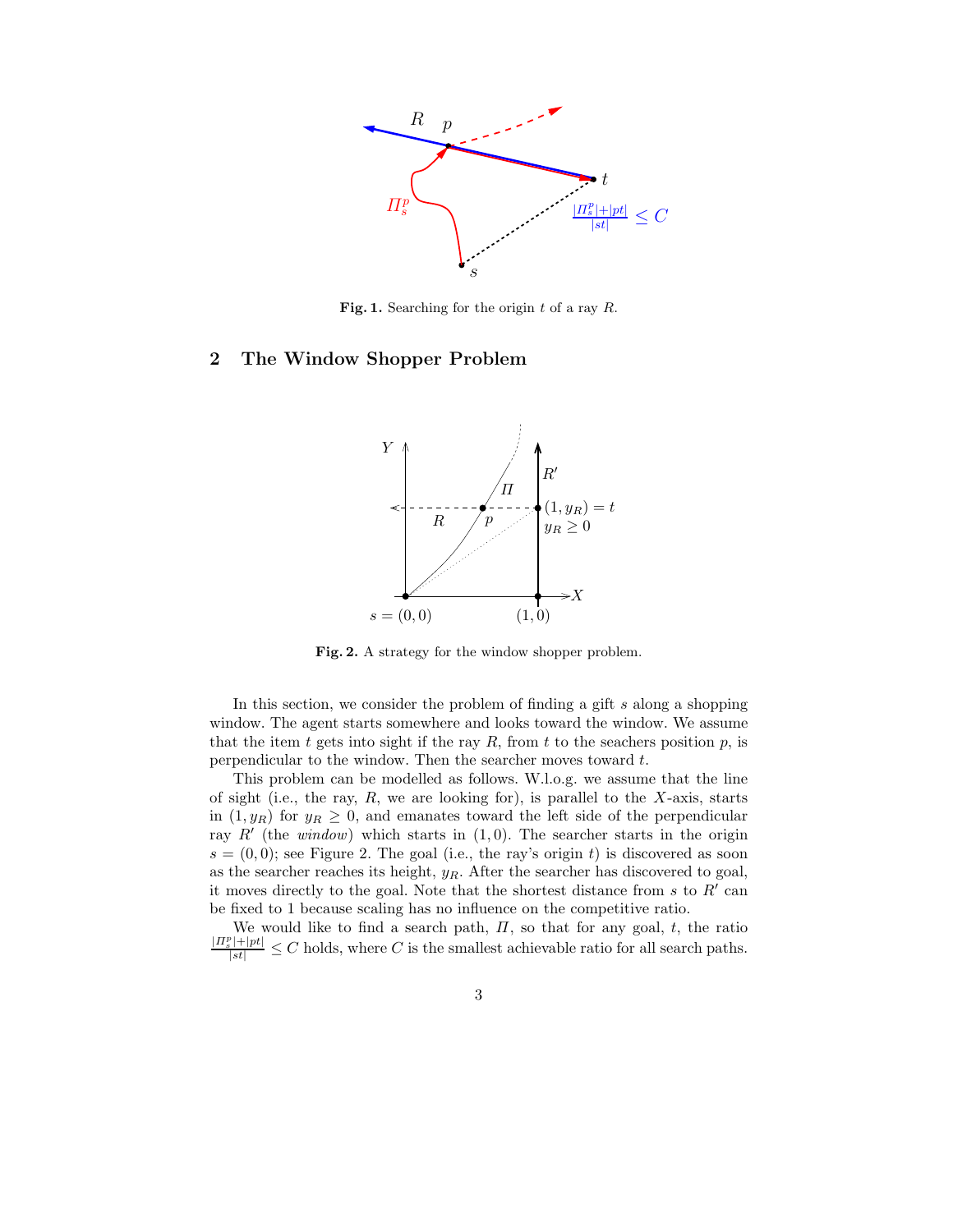**Fig. 1.** Searching for the origin $t$ of a ray $R$.

## 2 The Window Shopper Problem

**Fig. 2.** A strategy for the window shopper problem.

In this section, we consider the problem of finding a gift $s$ along a shopping window. The agent starts somewhere and looks toward the window. We assume that the item $t$ gets into sight if the ray $R$, from $t$ to the seachers position $p$, is perpendicular to the window. Then the searcher moves toward $t$.

This problem can be modelled as follows. W.l.o.g. we assume that the line of sight (i.e., the ray, $R$, we are looking for), is parallel to the $X$-axis, starts in $(1, y_R)$ for $y_R \geq 0$, and emanates toward the left side of the perpendicular ray $R'$ (the *window*) which starts in $(1, 0)$. The searcher starts in the origin $s = (0, 0)$; see Figure 2. The goal (i.e., the ray's origin $t$) is discovered as soon as the searcher reaches its height, $y_R$. After the searcher has discovered to goal, it moves directly to the goal. Note that the shortest distance from $s$ to $R'$ can be fixed to 1 because scaling has no influence on the competitive ratio.

We would like to find a search path, $\Pi$, so that for any goal, $t$, the ratio $\frac{|\Pi_s^p| + |pt|}{|st|} \leq C$ holds, where $C$ is the smallest achievable ratio for all search paths.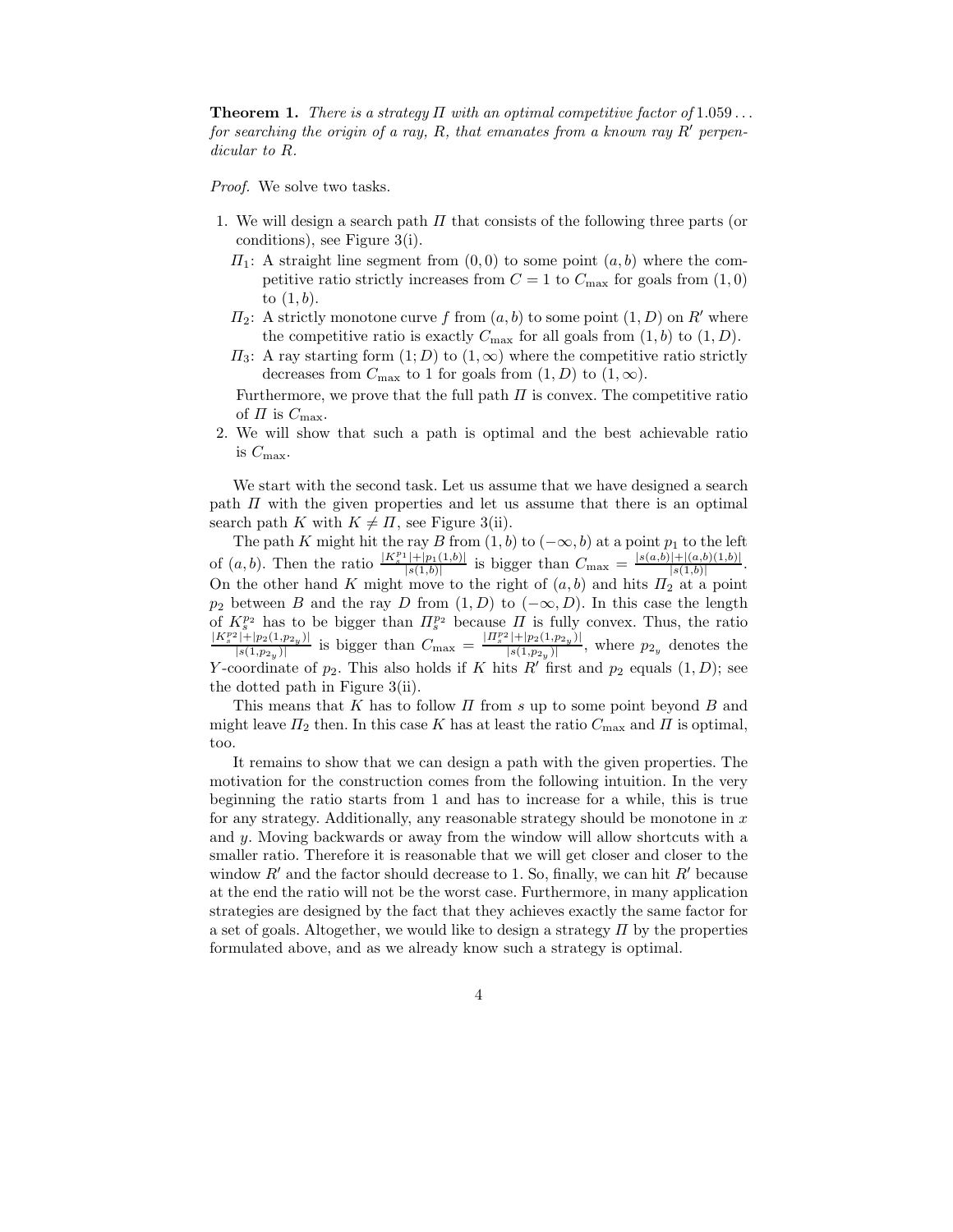**Theorem 1.** *There is a strategy $\Pi$ with an optimal competitive factor of $1.059\ldots$ for searching the origin of a ray, $R$, that emanates from a known ray $R'$ perpendicular to $R$.*

*Proof.* We solve two tasks.

1. We will design a search path $\Pi$ that consists of the following three parts (or conditions), see Figure 3(i).
   - $\Pi_1$: A straight line segment from $(0,0)$ to some point $(a,b)$ where the competitive ratio strictly increases from $C=1$ to $C_{\max}$ for goals from $(1,0)$ to $(1,b)$.
   - $\Pi_2$: A strictly monotone curve $f$ from $(a,b)$ to some point $(1,D)$ on $R'$ where the competitive ratio is exactly $C_{\max}$ for all goals from $(1,b)$ to $(1,D)$.
   - $\Pi_3$: A ray starting form $(1;D)$ to $(1,\infty)$ where the competitive ratio strictly decreases from $C_{\max}$ to 1 for goals from $(1,D)$ to $(1,\infty)$.

   Furthermore, we prove that the full path $\Pi$ is convex. The competitive ratio of $\Pi$ is $C_{\max}$.
2. We will show that such a path is optimal and the best achievable ratio is $C_{\max}$.

We start with the second task. Let us assume that we have designed a search path $\Pi$ with the given properties and let us assume that there is an optimal search path $K$ with $K \neq \Pi$, see Figure 3(ii).

The path $K$ might hit the ray $B$ from $(1,b)$ to $(-\infty,b)$ at a point $p_1$ to the left of $(a,b)$. Then the ratio $\frac{|K_s^{p_1}|+|p_1(1,b)|}{|s(1,b)|}$ is bigger than $C_{\max}=\frac{|s(a,b)|+|(a,b)(1,b)|}{|s(1,b)|}$. On the other hand $K$ might move to the right of $(a,b)$ and hits $\Pi_2$ at a point $p_2$ between $B$ and the ray $D$ from $(1,D)$ to $(-\infty,D)$. In this case the length of $K_s^{p_2}$ has to be bigger than $\Pi_s^{p_2}$ because $\Pi$ is fully convex. Thus, the ratio $\frac{|K_s^{p_2}|+|p_2(1,p_{2_y})|}{|s(1,p_{2_y})|}$ is bigger than $C_{\max}=\frac{|\Pi_s^{p_2}|+|p_2(1,p_{2_y})|}{|s(1,p_{2_y})|}$, where $p_{2_y}$ denotes the $Y$-coordinate of $p_2$. This also holds if $K$ hits $R'$ first and $p_2$ equals $(1,D)$; see the dotted path in Figure 3(ii).

This means that $K$ has to follow $\Pi$ from $s$ up to some point beyond $B$ and might leave $\Pi_2$ then. In this case $K$ has at least the ratio $C_{\max}$ and $\Pi$ is optimal, too.

It remains to show that we can design a path with the given properties. The motivation for the construction comes from the following intuition. In the very beginning the ratio starts from 1 and has to increase for a while, this is true for any strategy. Additionally, any reasonable strategy should be monotone in $x$ and $y$. Moving backwards or away from the window will allow shortcuts with a smaller ratio. Therefore it is reasonable that we will get closer and closer to the window $R'$ and the factor should decrease to 1. So, finally, we can hit $R'$ because at the end the ratio will not be the worst case. Furthermore, in many application strategies are designed by the fact that they achieves exactly the same factor for a set of goals. Altogether, we would like to design a strategy $\Pi$ by the properties formulated above, and as we already know such a strategy is optimal.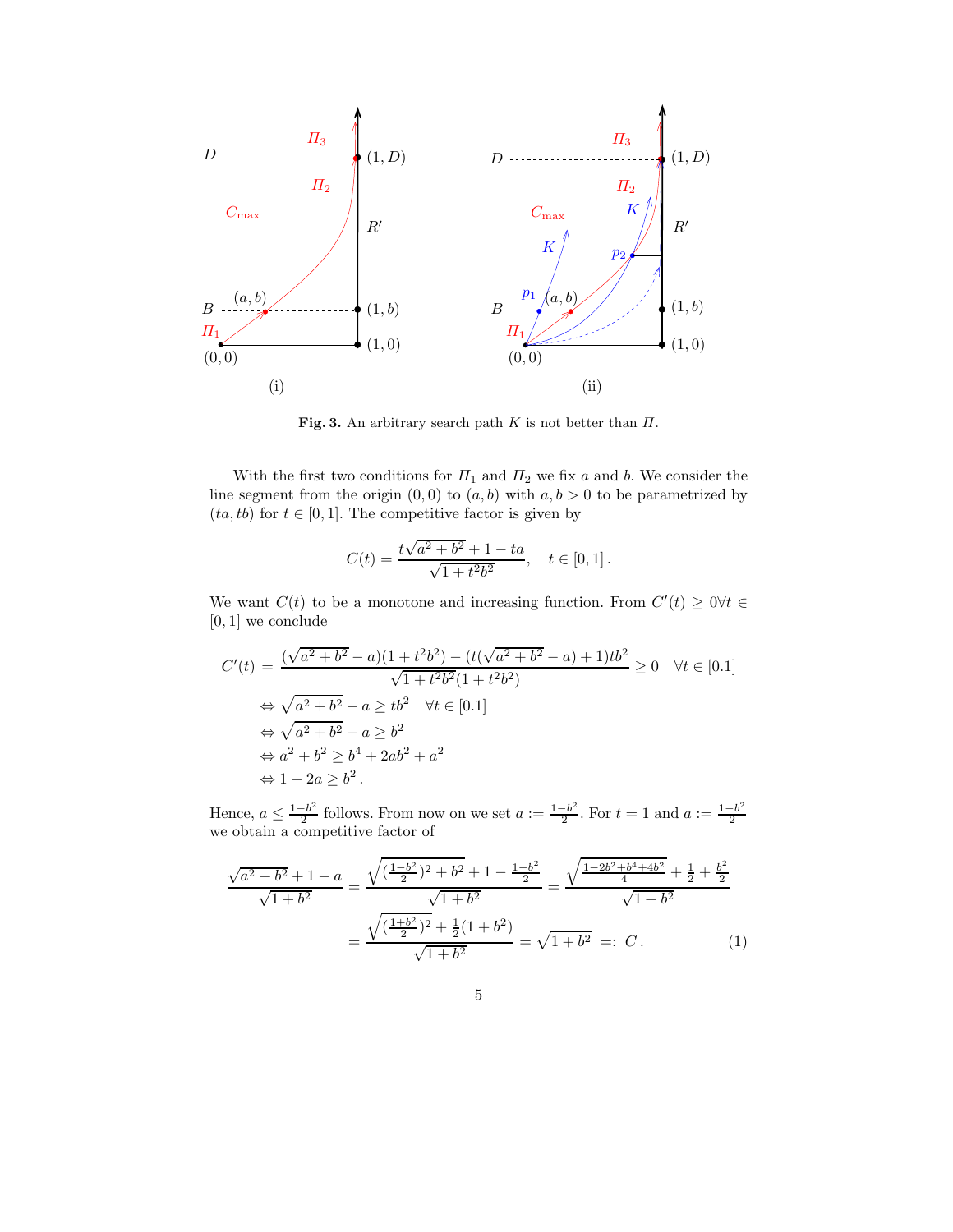**Fig. 3.** An arbitrary search path $K$ is not better than $\Pi$.

With the first two conditions for $\Pi_1$ and $\Pi_2$ we fix $a$ and $b$. We consider the line segment from the origin $(0,0)$ to $(a,b)$ with $a, b > 0$ to be parametrized by $(ta, tb)$ for $t \in [0,1]$. The competitive factor is given by

$$C(t) = \frac{t\sqrt{a^2+b^2}+1-ta}{\sqrt{1+t^2b^2}}, \quad t \in [0,1]\,.$$

We want $C(t)$ to be a monotone and increasing function. From $C'(t) \geq 0 \forall t \in [0,1]$ we conclude

$$\begin{aligned}
C'(t) &= \frac{(\sqrt{a^2+b^2}-a)(1+t^2b^2)-(t(\sqrt{a^2+b^2}-a)+1)tb^2}{\sqrt{1+t^2b^2}(1+t^2b^2)} \geq 0 \quad \forall t \in [0.1] \\
&\Leftrightarrow \sqrt{a^2+b^2}-a \geq tb^2 \quad \forall t \in [0.1] \\
&\Leftrightarrow \sqrt{a^2+b^2}-a \geq b^2 \\
&\Leftrightarrow a^2+b^2 \geq b^4+2ab^2+a^2 \\
&\Leftrightarrow 1-2a \geq b^2\,.
\end{aligned}$$

Hence, $a \leq \frac{1-b^2}{2}$ follows. From now on we set $a := \frac{1-b^2}{2}$. For $t=1$ and $a := \frac{1-b^2}{2}$ we obtain a competitive factor of

$$\begin{aligned}
\frac{\sqrt{a^2+b^2}+1-a}{\sqrt{1+b^2}} &= \frac{\sqrt{(\frac{1-b^2}{2})^2+b^2}+1-\frac{1-b^2}{2}}{\sqrt{1+b^2}} = \frac{\sqrt{\frac{1-2b^2+b^4+4b^2}{4}}+\frac{1}{2}+\frac{b^2}{2}}{\sqrt{1+b^2}} \\
&= \frac{\sqrt{(\frac{1+b^2}{2})^2}+\frac{1}{2}(1+b^2)}{\sqrt{1+b^2}} = \sqrt{1+b^2} \;=:\; C\,. \qquad (1)
\end{aligned}$$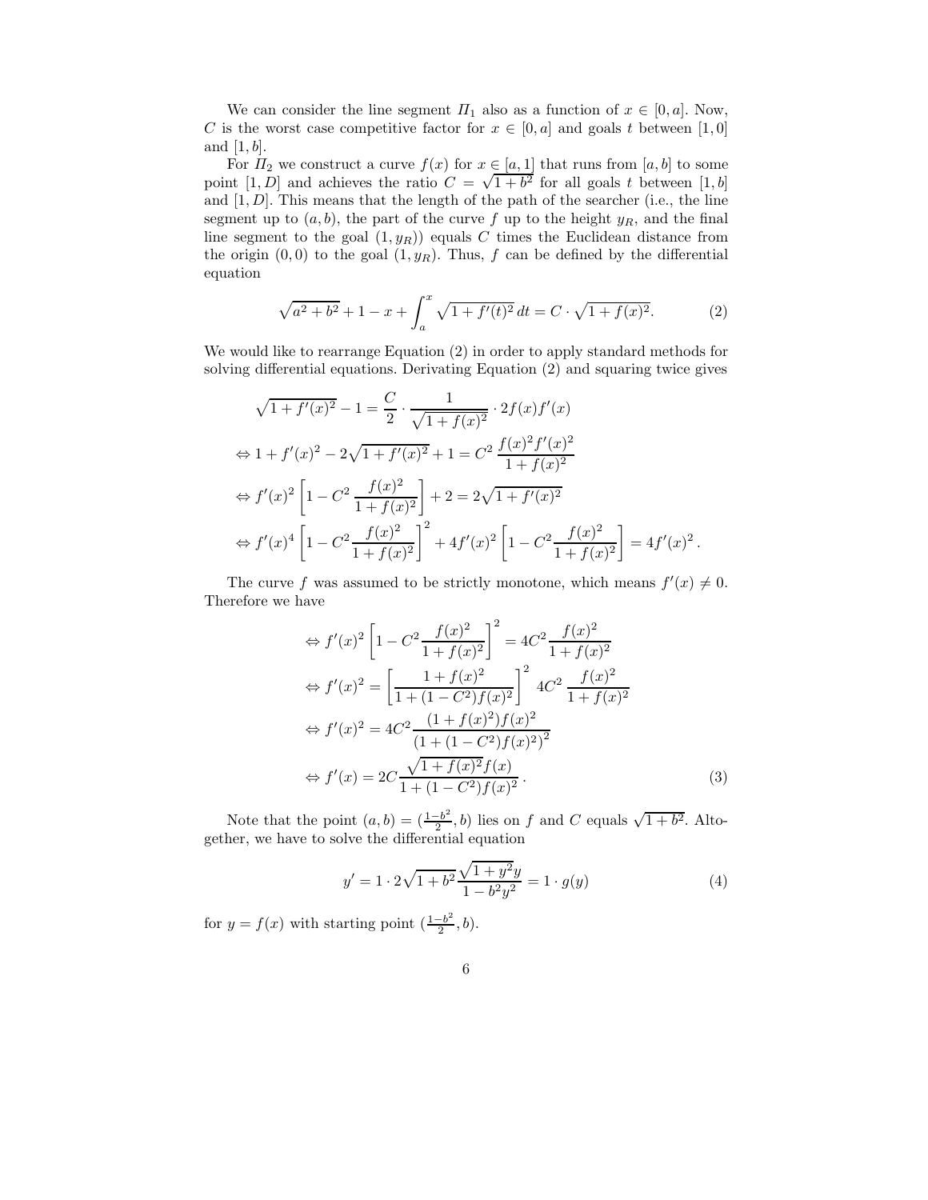We can consider the line segment $\Pi_1$ also as a function of $x \in [0, a]$. Now, $C$ is the worst case competitive factor for $x \in [0, a]$ and goals $t$ between $[1, 0]$ and $[1, b]$.

For $\Pi_2$ we construct a curve $f(x)$ for $x \in [a, 1]$ that runs from $[a, b]$ to some point $[1, D]$ and achieves the ratio $C = \sqrt{1 + b^2}$ for all goals $t$ between $[1, b]$ and $[1, D]$. This means that the length of the path of the searcher (i.e., the line segment up to $(a, b)$, the part of the curve $f$ up to the height $y_R$, and the final line segment to the goal $(1, y_R)$) equals $C$ times the Euclidean distance from the origin $(0, 0)$ to the goal $(1, y_R)$. Thus, $f$ can be defined by the differential equation

$$\sqrt{a^2 + b^2} + 1 - x + \int_a^x \sqrt{1 + f'(t)^2}\, dt = C \cdot \sqrt{1 + f(x)^2}. \tag{2}$$

We would like to rearrange Equation (2) in order to apply standard methods for solving differential equations. Derivating Equation (2) and squaring twice gives

$$\begin{aligned}
&\sqrt{1 + f'(x)^2} - 1 = \frac{C}{2} \cdot \frac{1}{\sqrt{1 + f(x)^2}} \cdot 2 f(x) f'(x) \\
&\Leftrightarrow 1 + f'(x)^2 - 2\sqrt{1 + f'(x)^2} + 1 = C^2\, \frac{f(x)^2 f'(x)^2}{1 + f(x)^2} \\
&\Leftrightarrow f'(x)^2 \left[1 - C^2\, \frac{f(x)^2}{1 + f(x)^2}\right] + 2 = 2\sqrt{1 + f'(x)^2} \\
&\Leftrightarrow f'(x)^4 \left[1 - C^2 \frac{f(x)^2}{1 + f(x)^2}\right]^2 + 4 f'(x)^2 \left[1 - C^2 \frac{f(x)^2}{1 + f(x)^2}\right] = 4 f'(x)^2\,.
\end{aligned}$$

The curve $f$ was assumed to be strictly monotone, which means $f'(x) \neq 0$. Therefore we have

$$\begin{aligned}
&\Leftrightarrow f'(x)^2 \left[1 - C^2 \frac{f(x)^2}{1 + f(x)^2}\right]^2 = 4C^2 \frac{f(x)^2}{1 + f(x)^2} \\
&\Leftrightarrow f'(x)^2 = \left[\frac{1 + f(x)^2}{1 + (1 - C^2) f(x)^2}\right]^2\, 4C^2\, \frac{f(x)^2}{1 + f(x)^2} \\
&\Leftrightarrow f'(x)^2 = 4C^2 \frac{(1 + f(x)^2) f(x)^2}{\left(1 + (1 - C^2) f(x)^2\right)^2} \\
&\Leftrightarrow f'(x) = 2C \frac{\sqrt{1 + f(x)^2} f(x)}{1 + (1 - C^2) f(x)^2}\,.
\end{aligned} \tag{3}$$

Note that the point $(a, b) = (\frac{1 - b^2}{2}, b)$ lies on $f$ and $C$ equals $\sqrt{1 + b^2}$. Altogether, we have to solve the differential equation

$$y' = 1 \cdot 2\sqrt{1 + b^2} \frac{\sqrt{1 + y^2} y}{1 - b^2 y^2} = 1 \cdot g(y) \tag{4}$$

for $y = f(x)$ with starting point $(\frac{1 - b^2}{2}, b)$.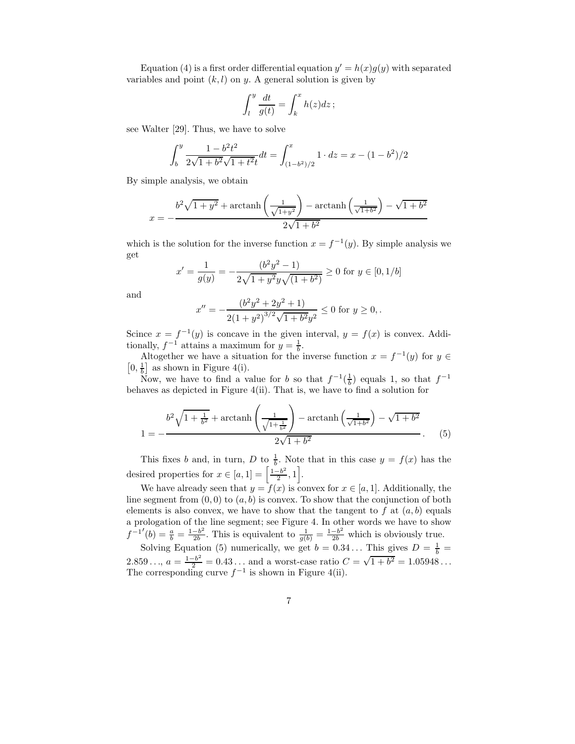Equation (4) is a first order differential equation $y' = h(x)g(y)$ with separated variables and point $(k, l)$ on $y$. A general solution is given by

$$\int_l^y \frac{dt}{g(t)} = \int_k^x h(z)dz\,;$$

see Walter [29]. Thus, we have to solve

$$\int_b^y \frac{1 - b^2t^2}{2\sqrt{1+b^2}\sqrt{1+t^2}t}dt = \int_{(1-b^2)/2}^x 1 \cdot dz = x - (1-b^2)/2$$

By simple analysis, we obtain

$$x = -\frac{b^2\sqrt{1+y^2} + \operatorname{arctanh}\left(\frac{1}{\sqrt{1+y^2}}\right) - \operatorname{arctanh}\left(\frac{1}{\sqrt{1+b^2}}\right) - \sqrt{1+b^2}}{2\sqrt{1+b^2}}$$

which is the solution for the inverse function $x = f^{-1}(y)$. By simple analysis we get

$$x' = \frac{1}{g(y)} = -\frac{(b^2y^2 - 1)}{2\sqrt{1+y^2}y\sqrt{(1+b^2)}} \geq 0 \text{ for } y \in [0, 1/b]$$

and

$$x'' = -\frac{(b^2y^2 + 2y^2 + 1)}{2(1+y^2)^{3/2}\sqrt{1+b^2}y^2} \leq 0 \text{ for } y \geq 0, .$$

Scince $x = f^{-1}(y)$ is concave in the given interval, $y = f(x)$ is convex. Additionally, $f^{-1}$ attains a maximum for $y = \frac{1}{b}$.

Altogether we have a situation for the inverse function $x = f^{-1}(y)$ for $y \in \left[0, \frac{1}{b}\right]$ as shown in Figure 4(i).

Now, we have to find a value for $b$ so that $f^{-1}(\frac{1}{b})$ equals 1, so that $f^{-1}$ behaves as depicted in Figure 4(ii). That is, we have to find a solution for

$$1 = -\frac{b^2\sqrt{1+\frac{1}{b^2}} + \operatorname{arctanh}\left(\frac{1}{\sqrt{1+\frac{1}{b^2}}}\right) - \operatorname{arctanh}\left(\frac{1}{\sqrt{1+b^2}}\right) - \sqrt{1+b^2}}{2\sqrt{1+b^2}}\,. \qquad (5)$$

This fixes $b$ and, in turn, $D$ to $\frac{1}{b}$. Note that in this case $y = f(x)$ has the desired properties for $x \in [a, 1] = \left[\frac{1-b^2}{2}, 1\right]$.

We have already seen that $y = f(x)$ is convex for $x \in [a, 1]$. Additionally, the line segment from $(0, 0)$ to $(a, b)$ is convex. To show that the conjunction of both elements is also convex, we have to show that the tangent to $f$ at $(a, b)$ equals a prologation of the line segment; see Figure 4. In other words we have to show ${f^{-1}}'(b) = \frac{a}{b} = \frac{1-b^2}{2b}$. This is equivalent to $\frac{1}{g(b)} = \frac{1-b^2}{2b}$ which is obviously true.

Solving Equation (5) numerically, we get $b = 0.34\ldots$ This gives $D = \frac{1}{b} = 2.859\ldots$, $a = \frac{1-b^2}{2} = 0.43\ldots$ and a worst-case ratio $C = \sqrt{1+b^2} = 1.05948\ldots$ The corresponding curve $f^{-1}$ is shown in Figure 4(ii).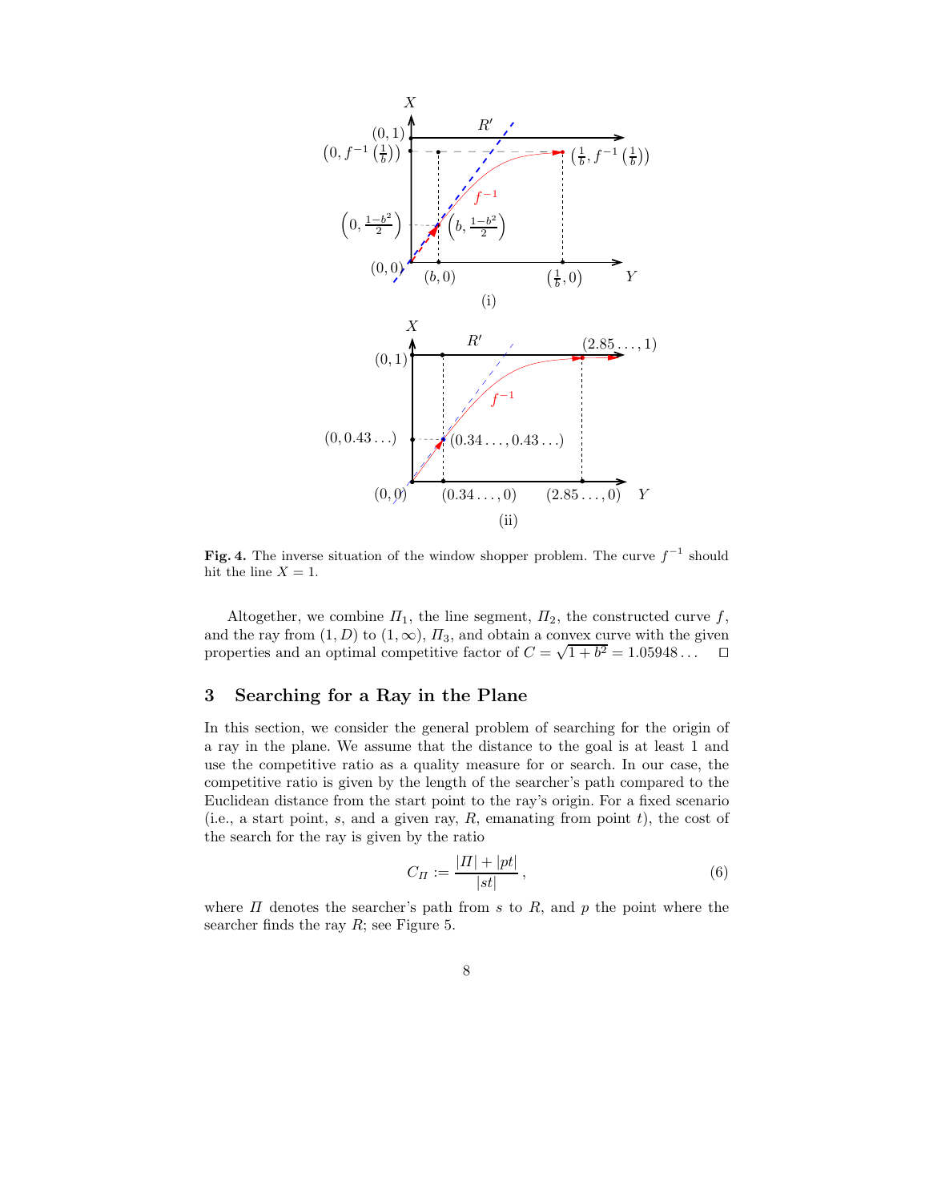**Fig. 4.** The inverse situation of the window shopper problem. The curve $f^{-1}$ should hit the line $X = 1$.

Altogether, we combine $\Pi_1$, the line segment, $\Pi_2$, the constructed curve $f$, and the ray from $(1, D)$ to $(1, \infty)$, $\Pi_3$, and obtain a convex curve with the given properties and an optimal competitive factor of $C = \sqrt{1 + b^2} = 1.05948\ldots$ $\square$

## 3 Searching for a Ray in the Plane

In this section, we consider the general problem of searching for the origin of a ray in the plane. We assume that the distance to the goal is at least 1 and use the competitive ratio as a quality measure for or search. In our case, the competitive ratio is given by the length of the searcher's path compared to the Euclidean distance from the start point to the ray's origin. For a fixed scenario (i.e., a start point, $s$, and a given ray, $R$, emanating from point $t$), the cost of the search for the ray is given by the ratio

$$C_\Pi := \frac{|\Pi| + |pt|}{|st|}, \tag{6}$$

where $\Pi$ denotes the searcher's path from $s$ to $R$, and $p$ the point where the searcher finds the ray $R$; see Figure 5.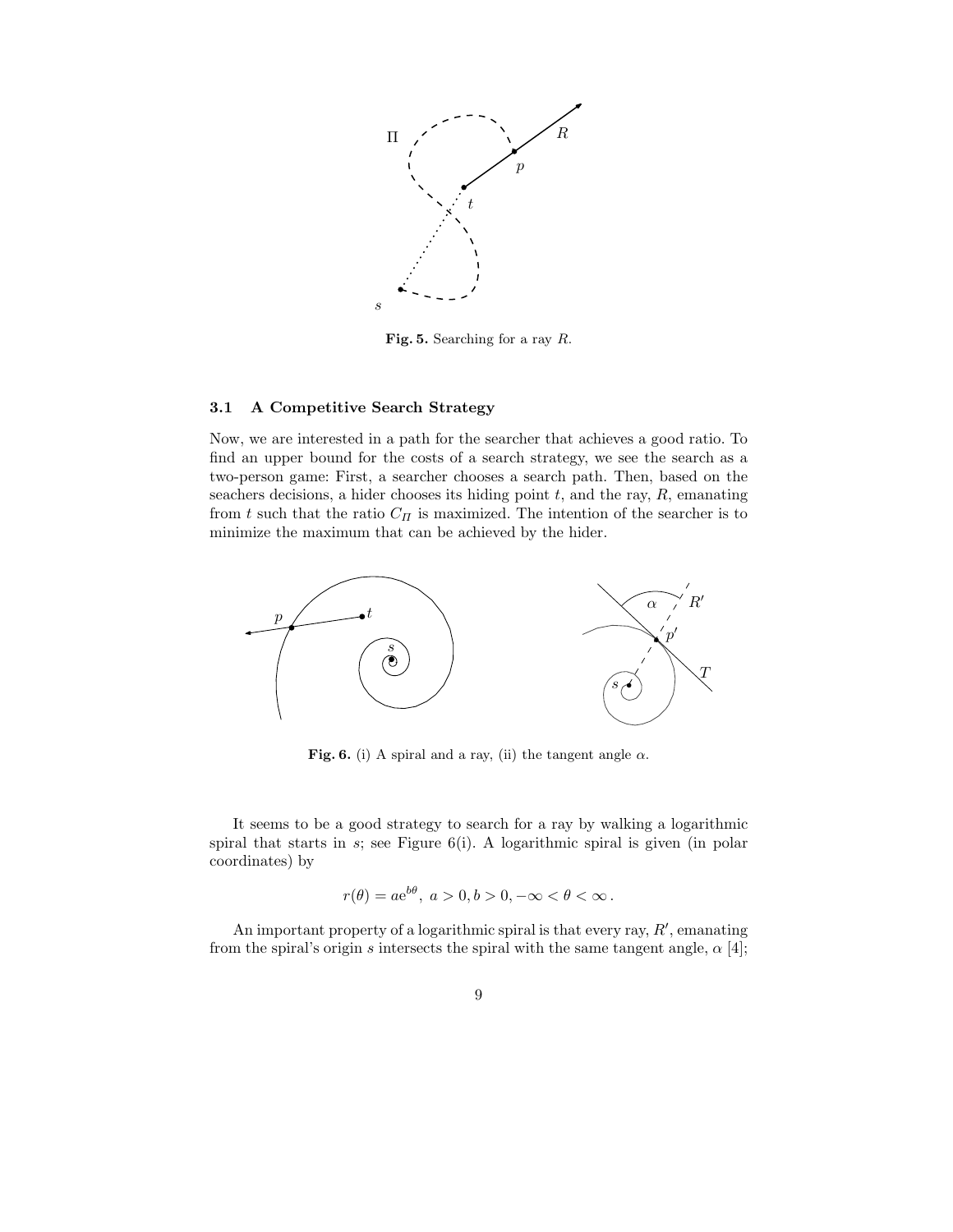**Fig. 5.** Searching for a ray $R$.

### 3.1 A Competitive Search Strategy

Now, we are interested in a path for the searcher that achieves a good ratio. To find an upper bound for the costs of a search strategy, we see the search as a two-person game: First, a searcher chooses a search path. Then, based on the seachers decisions, a hider chooses its hiding point $t$, and the ray, $R$, emanating from $t$ such that the ratio $C_{\Pi}$ is maximized. The intention of the searcher is to minimize the maximum that can be achieved by the hider.

**Fig. 6.** (i) A spiral and a ray, (ii) the tangent angle $\alpha$.

It seems to be a good strategy to search for a ray by walking a logarithmic spiral that starts in $s$; see Figure 6(i). A logarithmic spiral is given (in polar coordinates) by

$$r(\theta) = a\mathrm{e}^{b\theta},\ a > 0, b > 0, -\infty < \theta < \infty\,.$$

An important property of a logarithmic spiral is that every ray, $R'$, emanating from the spiral's origin $s$ intersects the spiral with the same tangent angle, $\alpha$ [4];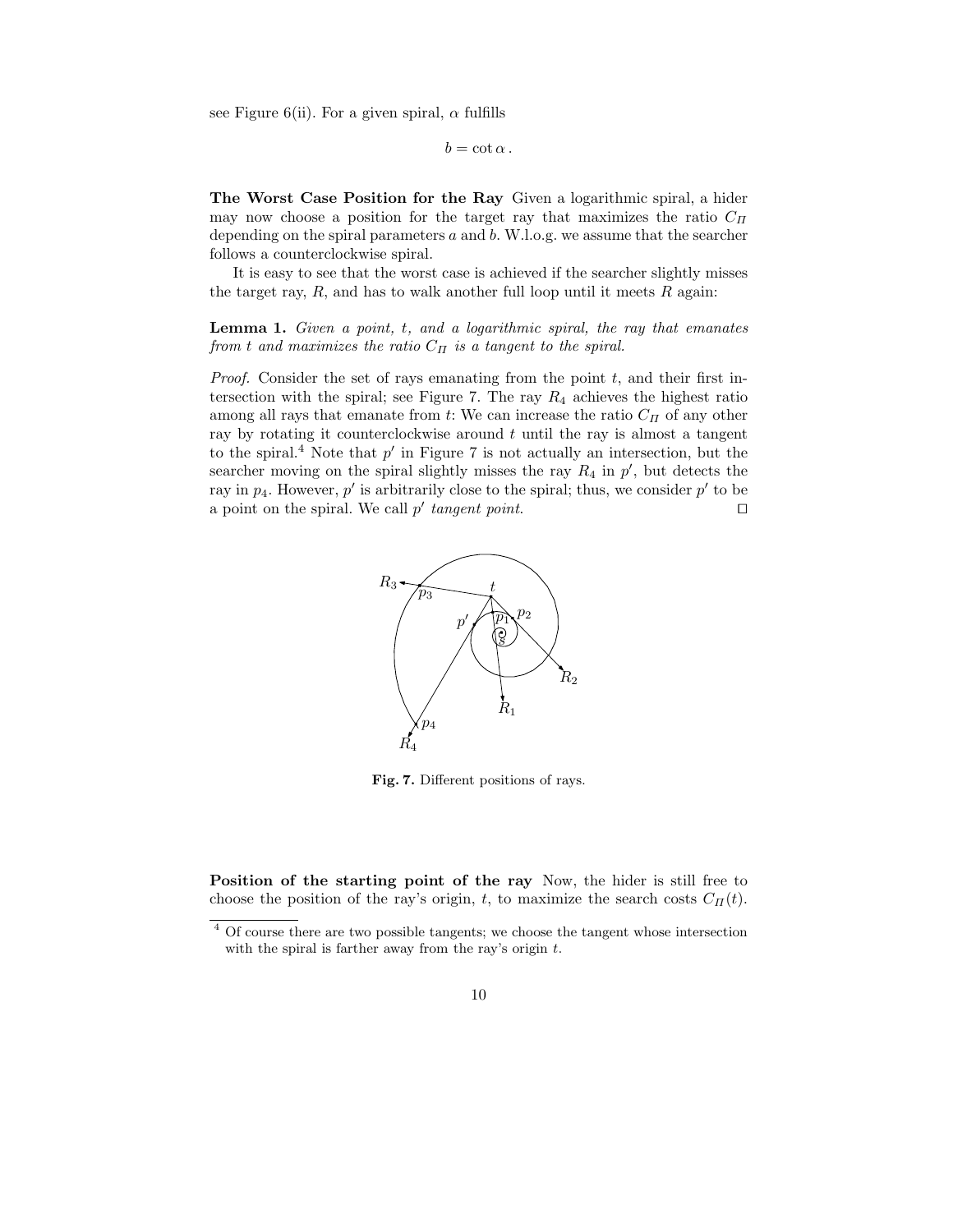see Figure 6(ii). For a given spiral, $\alpha$ fulfills

$$b = \cot \alpha \, .$$

**The Worst Case Position for the Ray** Given a logarithmic spiral, a hider may now choose a position for the target ray that maximizes the ratio $C_\Pi$ depending on the spiral parameters $a$ and $b$. W.l.o.g. we assume that the searcher follows a counterclockwise spiral.

It is easy to see that the worst case is achieved if the searcher slightly misses the target ray, $R$, and has to walk another full loop until it meets $R$ again:

**Lemma 1.** *Given a point, $t$, and a logarithmic spiral, the ray that emanates from $t$ and maximizes the ratio $C_\Pi$ is a tangent to the spiral.*

*Proof.* Consider the set of rays emanating from the point $t$, and their first intersection with the spiral; see Figure 7. The ray $R_4$ achieves the highest ratio among all rays that emanate from $t$: We can increase the ratio $C_\Pi$ of any other ray by rotating it counterclockwise around $t$ until the ray is almost a tangent to the spiral.[4] Note that $p'$ in Figure 7 is not actually an intersection, but the searcher moving on the spiral slightly misses the ray $R_4$ in $p'$, but detects the ray in $p_4$. However, $p'$ is arbitrarily close to the spiral; thus, we consider $p'$ to be a point on the spiral. We call $p'$ *tangent point.* ◻

**Fig. 7.** Different positions of rays.

**Position of the starting point of the ray** Now, the hider is still free to choose the position of the ray's origin, $t$, to maximize the search costs $C_\Pi(t)$.

[4] Of course there are two possible tangents; we choose the tangent whose intersection with the spiral is farther away from the ray's origin $t$.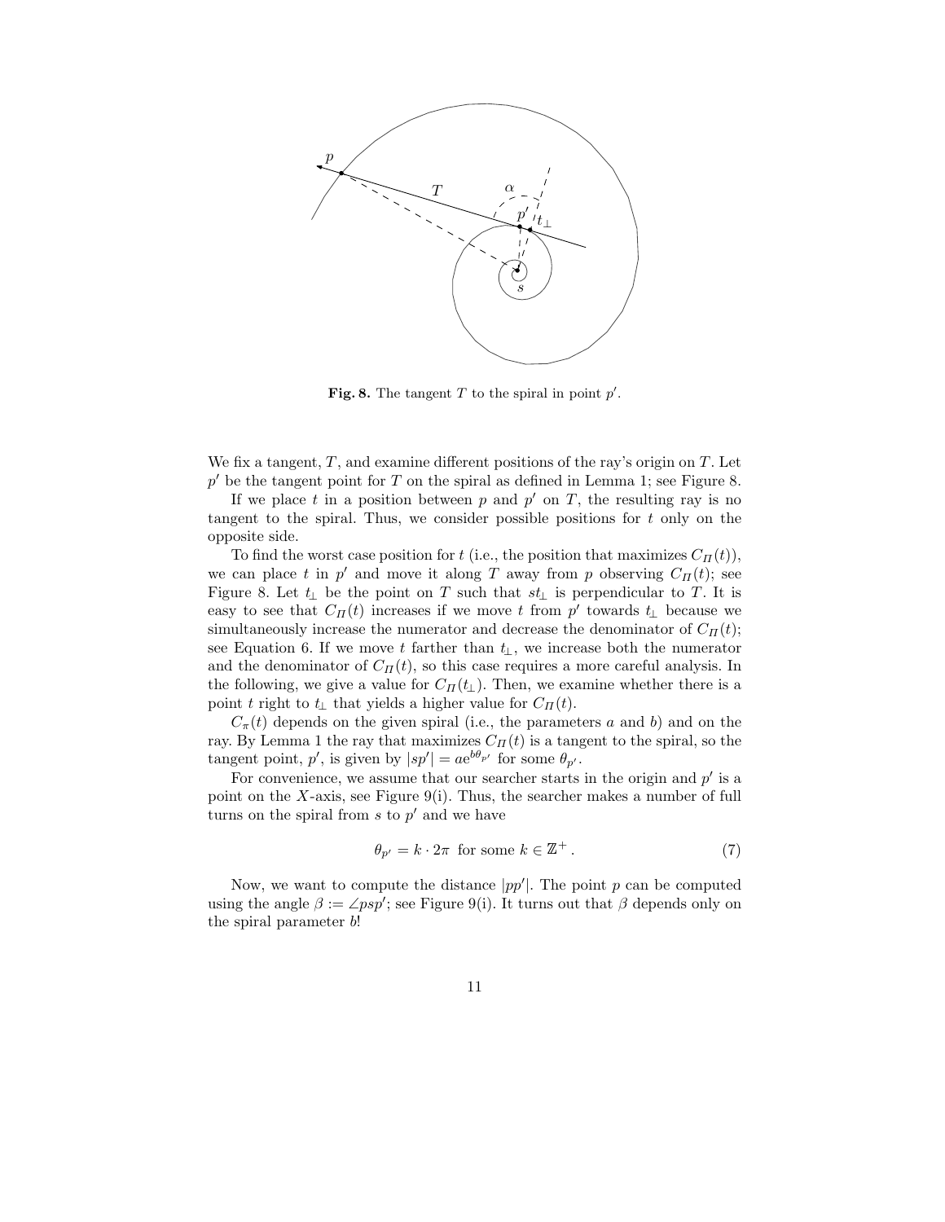**Fig. 8.** The tangent $T$ to the spiral in point $p'$.

We fix a tangent, $T$, and examine different positions of the ray's origin on $T$. Let $p'$ be the tangent point for $T$ on the spiral as defined in Lemma 1; see Figure 8.

If we place $t$ in a position between $p$ and $p'$ on $T$, the resulting ray is no tangent to the spiral. Thus, we consider possible positions for $t$ only on the opposite side.

To find the worst case position for $t$ (i.e., the position that maximizes $C_{\Pi}(t)$), we can place $t$ in $p'$ and move it along $T$ away from $p$ observing $C_{\Pi}(t)$; see Figure 8. Let $t_{\perp}$ be the point on $T$ such that $st_{\perp}$ is perpendicular to $T$. It is easy to see that $C_{\Pi}(t)$ increases if we move $t$ from $p'$ towards $t_{\perp}$ because we simultaneously increase the numerator and decrease the denominator of $C_{\Pi}(t)$; see Equation 6. If we move $t$ farther than $t_{\perp}$, we increase both the numerator and the denominator of $C_{\Pi}(t)$, so this case requires a more careful analysis. In the following, we give a value for $C_{\Pi}(t_{\perp})$. Then, we examine whether there is a point $t$ right to $t_{\perp}$ that yields a higher value for $C_{\Pi}(t)$.

$C_{\pi}(t)$ depends on the given spiral (i.e., the parameters $a$ and $b$) and on the ray. By Lemma 1 the ray that maximizes $C_{\Pi}(t)$ is a tangent to the spiral, so the tangent point, $p'$, is given by $|sp'| = a\mathrm{e}^{b\theta_{p'}}$ for some $\theta_{p'}$.

For convenience, we assume that our searcher starts in the origin and $p'$ is a point on the $X$-axis, see Figure 9(i). Thus, the searcher makes a number of full turns on the spiral from $s$ to $p'$ and we have

$$\theta_{p'} = k \cdot 2\pi \text{ for some } k \in \mathbb{Z}^+ . \tag{7}$$

Now, we want to compute the distance $|pp'|$. The point $p$ can be computed using the angle $\beta := \angle psp'$; see Figure 9(i). It turns out that $\beta$ depends only on the spiral parameter $b$!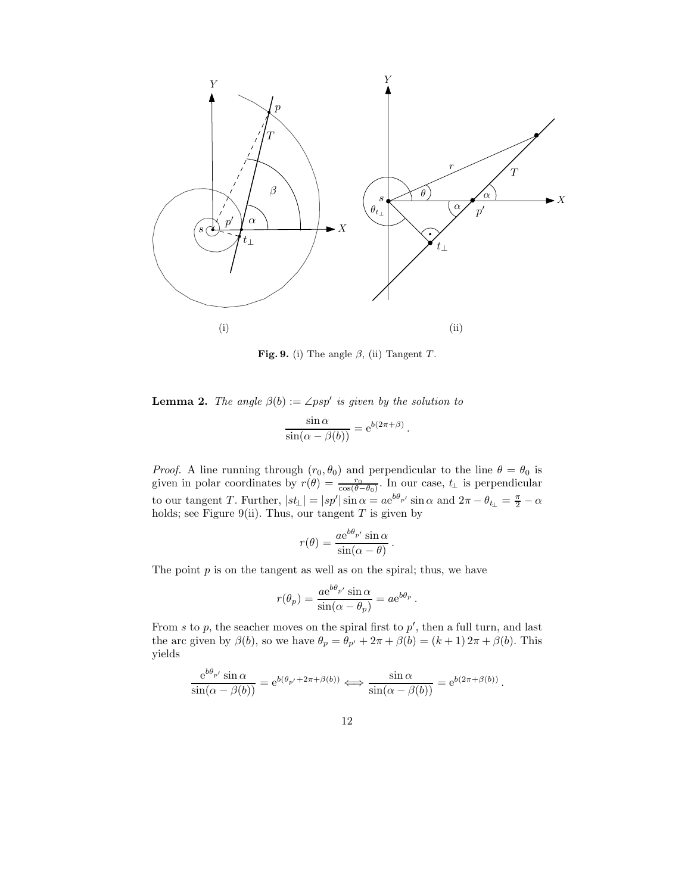**Fig. 9.** (i) The angle $\beta$, (ii) Tangent $T$.

**Lemma 2.** *The angle $\beta(b) := \angle psp'$ is given by the solution to*

$$\frac{\sin \alpha}{\sin(\alpha - \beta(b))} = \mathrm{e}^{b(2\pi + \beta)} .$$

*Proof.* A line running through $(r_0, \theta_0)$ and perpendicular to the line $\theta = \theta_0$ is given in polar coordinates by $r(\theta) = \frac{r_0}{\cos(\theta - \theta_0)}$. In our case, $t_\perp$ is perpendicular to our tangent $T$. Further, $|st_\perp| = |sp'| \sin \alpha = a\mathrm{e}^{b\theta_{p'}} \sin \alpha$ and $2\pi - \theta_{t_\perp} = \frac{\pi}{2} - \alpha$ holds; see Figure 9(ii). Thus, our tangent $T$ is given by

$$r(\theta) = \frac{a\mathrm{e}^{b\theta_{p'}} \sin \alpha}{\sin(\alpha - \theta)} .$$

The point $p$ is on the tangent as well as on the spiral; thus, we have

$$r(\theta_p) = \frac{a\mathrm{e}^{b\theta_{p'}} \sin \alpha}{\sin(\alpha - \theta_p)} = a\mathrm{e}^{b\theta_p} .$$

From $s$ to $p$, the seacher moves on the spiral first to $p'$, then a full turn, and last the arc given by $\beta(b)$, so we have $\theta_p = \theta_{p'} + 2\pi + \beta(b) = (k+1)\,2\pi + \beta(b)$. This yields

$$\frac{\mathrm{e}^{b\theta_{p'}} \sin \alpha}{\sin(\alpha - \beta(b))} = \mathrm{e}^{b(\theta_{p'} + 2\pi + \beta(b))} \iff \frac{\sin \alpha}{\sin(\alpha - \beta(b))} = \mathrm{e}^{b(2\pi + \beta(b))} .$$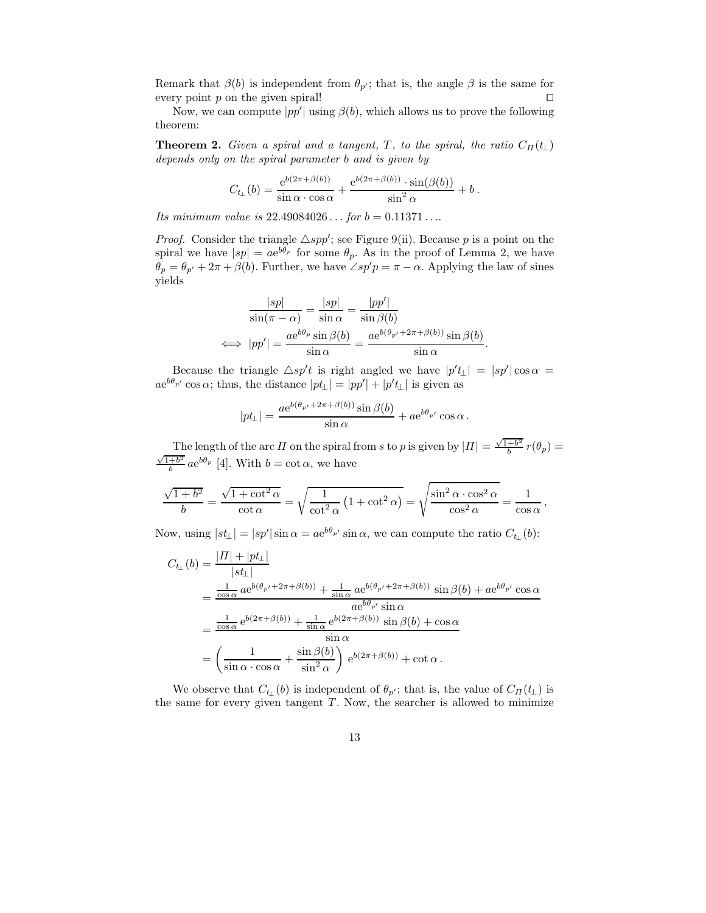Remark that $\beta(b)$ is independent from $\theta_{p'}$; that is, the angle $\beta$ is the same for every point $p$ on the given spiral! $\square$

Now, we can compute $|pp'|$ using $\beta(b)$, which allows us to prove the following theorem:

**Theorem 2.** *Given a spiral and a tangent, $T$, to the spiral, the ratio $C_{\Pi}(t_\perp)$ depends only on the spiral parameter $b$ and is given by*

$$C_{t_\perp}(b) = \frac{\mathrm{e}^{b(2\pi+\beta(b))}}{\sin\alpha \cdot \cos\alpha} + \frac{\mathrm{e}^{b(2\pi+\beta(b))} \cdot \sin(\beta(b))}{\sin^2\alpha} + b\,.$$

*Its minimum value is $22.49084026\ldots$ for $b = 0.11371\ldots$.*

*Proof.* Consider the triangle $\triangle spp'$; see Figure 9(ii). Because $p$ is a point on the spiral we have $|sp| = a\mathrm{e}^{b\theta_p}$ for some $\theta_p$. As in the proof of Lemma 2, we have $\theta_p = \theta_{p'} + 2\pi + \beta(b)$. Further, we have $\angle sp'p = \pi - \alpha$. Applying the law of sines yields

$$\begin{aligned}
\frac{|sp|}{\sin(\pi-\alpha)} = \frac{|sp|}{\sin\alpha} &= \frac{|pp'|}{\sin\beta(b)} \\
\iff |pp'| = \frac{a\mathrm{e}^{b\theta_p}\sin\beta(b)}{\sin\alpha} &= \frac{a\mathrm{e}^{b(\theta_{p'}+2\pi+\beta(b))}\sin\beta(b)}{\sin\alpha}.
\end{aligned}$$

Because the triangle $\triangle sp't$ is right angled we have $|p't_\perp| = |sp'|\cos\alpha = a\mathrm{e}^{b\theta_{p'}}\cos\alpha$; thus, the distance $|pt_\perp| = |pp'| + |p't_\perp|$ is given as

$$|pt_\perp| = \frac{a\mathrm{e}^{b(\theta_{p'}+2\pi+\beta(b))}\sin\beta(b)}{\sin\alpha} + a\mathrm{e}^{b\theta_{p'}}\cos\alpha\,.$$

The length of the arc $\Pi$ on the spiral from $s$ to $p$ is given by $|\Pi| = \frac{\sqrt{1+b^2}}{b}\,r(\theta_p) = \frac{\sqrt{1+b^2}}{b}\,a\mathrm{e}^{b\theta_p}$ [4]. With $b = \cot\alpha$, we have

$$\frac{\sqrt{1+b^2}}{b} = \frac{\sqrt{1+\cot^2\alpha}}{\cot\alpha} = \sqrt{\frac{1}{\cot^2\alpha}\left(1+\cot^2\alpha\right)} = \sqrt{\frac{\sin^2\alpha\cdot\cos^2\alpha}{\cos^2\alpha}} = \frac{1}{\cos\alpha}\,,$$

Now, using $|st_\perp| = |sp'|\sin\alpha = a\mathrm{e}^{b\theta_{p'}}\sin\alpha$, we can compute the ratio $C_{t_\perp}(b)$:

$$\begin{aligned}
C_{t_\perp}(b) &= \frac{|\Pi| + |pt_\perp|}{|st_\perp|} \\
&= \frac{\frac{1}{\cos\alpha}\,a\mathrm{e}^{b(\theta_{p'}+2\pi+\beta(b))} + \frac{1}{\sin\alpha}\,a\mathrm{e}^{b(\theta_{p'}+2\pi+\beta(b))}\,\sin\beta(b) + a\mathrm{e}^{b\theta_{p'}}\cos\alpha}{a\mathrm{e}^{b\theta_{p'}}\sin\alpha} \\
&= \frac{\frac{1}{\cos\alpha}\,\mathrm{e}^{b(2\pi+\beta(b))} + \frac{1}{\sin\alpha}\,\mathrm{e}^{b(2\pi+\beta(b))}\,\sin\beta(b) + \cos\alpha}{\sin\alpha} \\
&= \left(\frac{1}{\sin\alpha\cdot\cos\alpha} + \frac{\sin\beta(b)}{\sin^2\alpha}\right)\,\mathrm{e}^{b(2\pi+\beta(b))} + \cot\alpha\,.
\end{aligned}$$

We observe that $C_{t_\perp}(b)$ is independent of $\theta_{p'}$; that is, the value of $C_{\Pi}(t_\perp)$ is the same for every given tangent $T$. Now, the searcher is allowed to minimize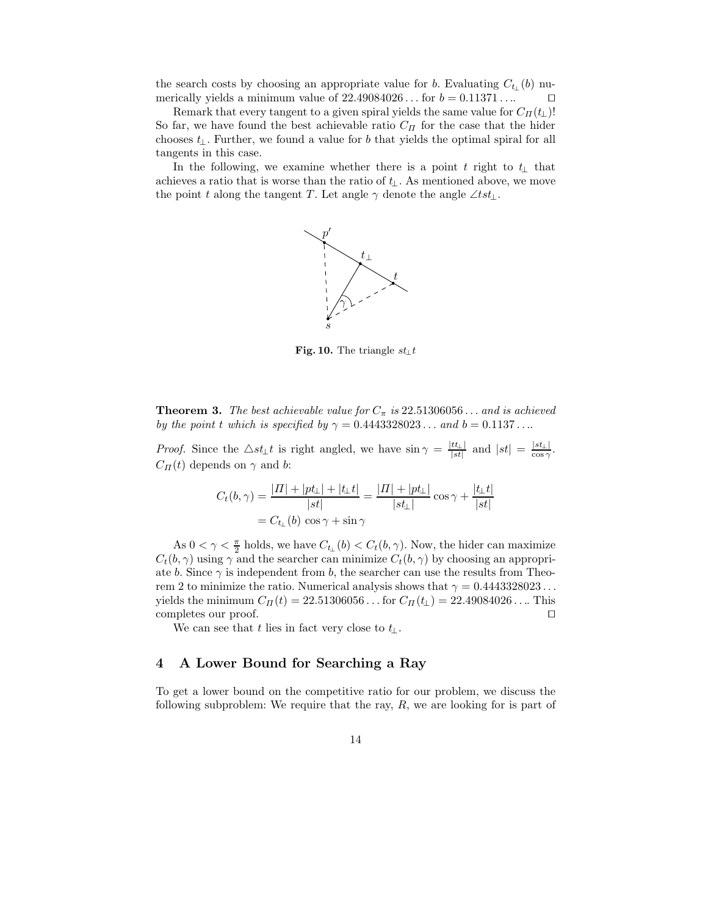the search costs by choosing an appropriate value for $b$. Evaluating $C_{t_\perp}(b)$ numerically yields a minimum value of $22.49084026\ldots$ for $b = 0.11371\ldots$. □

Remark that every tangent to a given spiral yields the same value for $C_\Pi(t_\perp)$! So far, we have found the best achievable ratio $C_\Pi$ for the case that the hider chooses $t_\perp$. Further, we found a value for $b$ that yields the optimal spiral for all tangents in this case.

In the following, we examine whether there is a point $t$ right to $t_\perp$ that achieves a ratio that is worse than the ratio of $t_\perp$. As mentioned above, we move the point $t$ along the tangent $T$. Let angle $\gamma$ denote the angle $\angle tst_\perp$.

**Fig. 10.** The triangle $st_\perp t$

**Theorem 3.** *The best achievable value for $C_\pi$ is $22.51306056\ldots$ and is achieved by the point $t$ which is specified by $\gamma = 0.4443328023\ldots$ and $b = 0.1137\ldots$.*

*Proof.* Since the $\triangle st_\perp t$ is right angled, we have $\sin\gamma = \frac{|tt_\perp|}{|st|}$ and $|st| = \frac{|st_\perp|}{\cos\gamma}$. $C_\Pi(t)$ depends on $\gamma$ and $b$:

$$C_t(b,\gamma) = \frac{|\Pi| + |pt_\perp| + |t_\perp t|}{|st|} = \frac{|\Pi| + |pt_\perp|}{|st_\perp|}\cos\gamma + \frac{|t_\perp t|}{|st|}$$
$$= C_{t_\perp}(b)\,\cos\gamma + \sin\gamma$$

As $0 < \gamma < \frac{\pi}{2}$ holds, we have $C_{t_\perp}(b) < C_t(b,\gamma)$. Now, the hider can maximize $C_t(b,\gamma)$ using $\gamma$ and the searcher can minimize $C_t(b,\gamma)$ by choosing an appropriate $b$. Since $\gamma$ is independent from $b$, the searcher can use the results from Theorem 2 to minimize the ratio. Numerical analysis shows that $\gamma = 0.4443328023\ldots$ yields the minimum $C_\Pi(t) = 22.51306056\ldots$ for $C_\Pi(t_\perp) = 22.49084026\ldots$. This completes our proof. □

We can see that $t$ lies in fact very close to $t_\perp$.

## 4 A Lower Bound for Searching a Ray

To get a lower bound on the competitive ratio for our problem, we discuss the following subproblem: We require that the ray, $R$, we are looking for is part of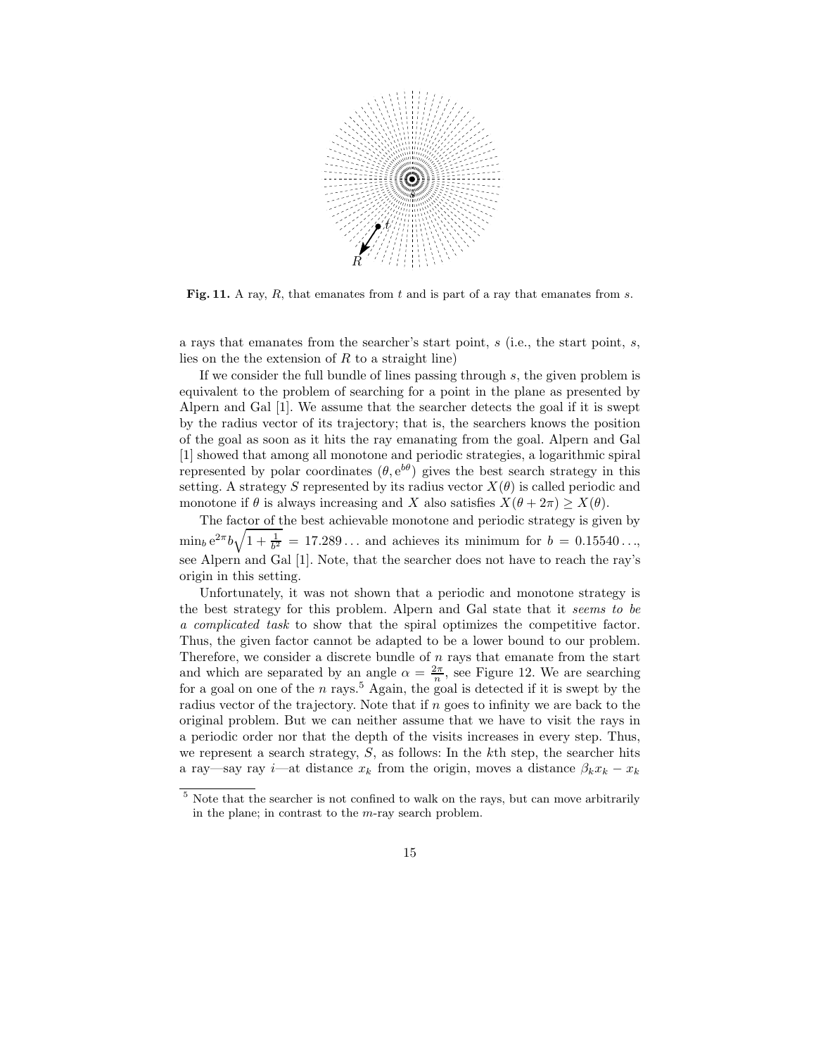**Fig. 11.** A ray, $R$, that emanates from $t$ and is part of a ray that emanates from $s$.

a rays that emanates from the searcher's start point, $s$ (i.e., the start point, $s$, lies on the the extension of $R$ to a straight line)

If we consider the full bundle of lines passing through $s$, the given problem is equivalent to the problem of searching for a point in the plane as presented by Alpern and Gal [1]. We assume that the searcher detects the goal if it is swept by the radius vector of its trajectory; that is, the searchers knows the position of the goal as soon as it hits the ray emanating from the goal. Alpern and Gal [1] showed that among all monotone and periodic strategies, a logarithmic spiral represented by polar coordinates $(\theta, \mathrm{e}^{b\theta})$ gives the best search strategy in this setting. A strategy $S$ represented by its radius vector $X(\theta)$ is called periodic and monotone if $\theta$ is always increasing and $X$ also satisfies $X(\theta + 2\pi) \geq X(\theta)$.

The factor of the best achievable monotone and periodic strategy is given by $\min_b \mathrm{e}^{2\pi} b\sqrt{1 + \frac{1}{b^2}} = 17.289\ldots$ and achieves its minimum for $b = 0.15540\ldots$, see Alpern and Gal [1]. Note, that the searcher does not have to reach the ray's origin in this setting.

Unfortunately, it was not shown that a periodic and monotone strategy is the best strategy for this problem. Alpern and Gal state that it *seems to be a complicated task* to show that the spiral optimizes the competitive factor. Thus, the given factor cannot be adapted to be a lower bound to our problem. Therefore, we consider a discrete bundle of $n$ rays that emanate from the start and which are separated by an angle $\alpha = \frac{2\pi}{n}$, see Figure 12. We are searching for a goal on one of the $n$ rays.[5] Again, the goal is detected if it is swept by the radius vector of the trajectory. Note that if $n$ goes to infinity we are back to the original problem. But we can neither assume that we have to visit the rays in a periodic order nor that the depth of the visits increases in every step. Thus, we represent a search strategy, $S$, as follows: In the $k$th step, the searcher hits a ray—say ray $i$—at distance $x_k$ from the origin, moves a distance $\beta_k x_k - x_k$

[5] Note that the searcher is not confined to walk on the rays, but can move arbitrarily in the plane; in contrast to the $m$-ray search problem.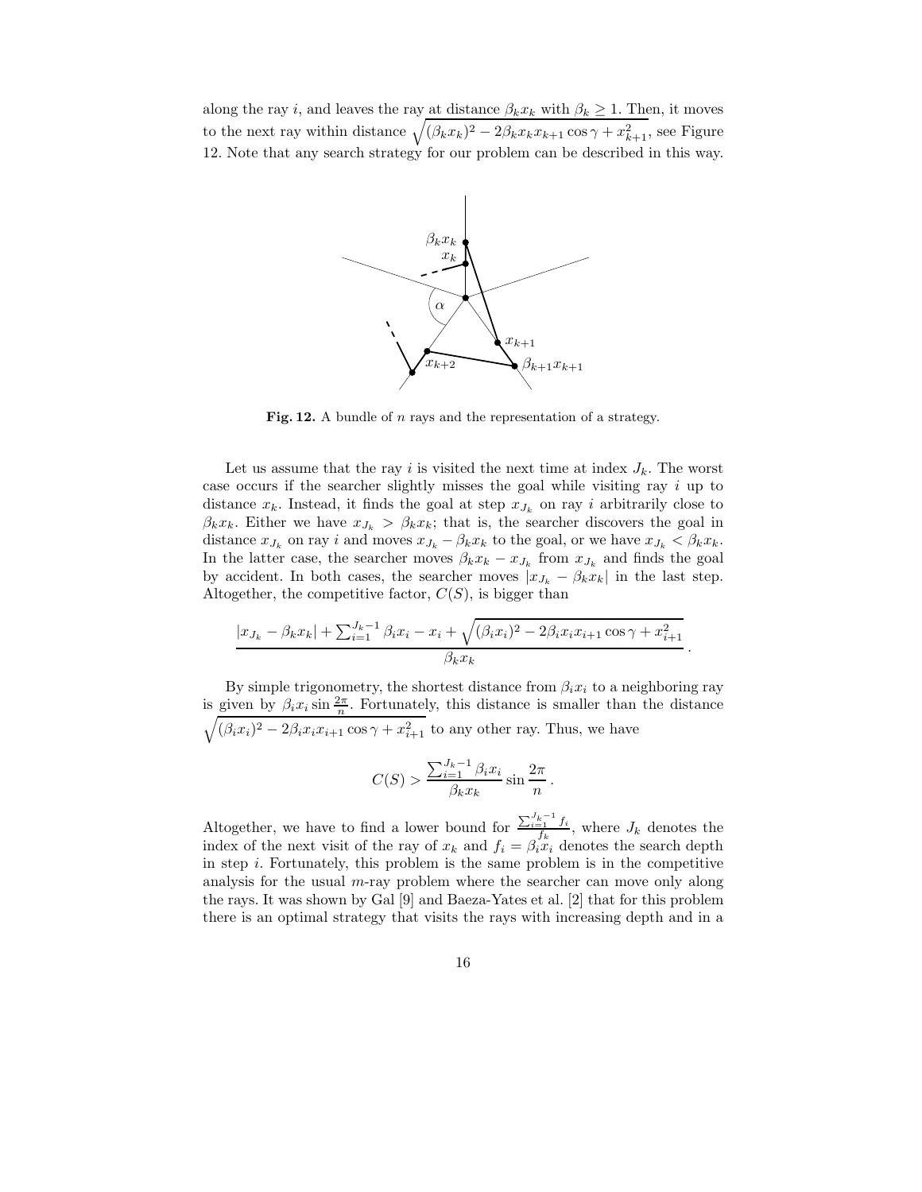along the ray $i$, and leaves the ray at distance $\beta_k x_k$ with $\beta_k \geq 1$. Then, it moves to the next ray within distance $\sqrt{(\beta_k x_k)^2 - 2\beta_k x_k x_{k+1} \cos\gamma + x_{k+1}^2}$, see Figure 12. Note that any search strategy for our problem can be described in this way.

**Fig. 12.** A bundle of $n$ rays and the representation of a strategy.

Let us assume that the ray $i$ is visited the next time at index $J_k$. The worst case occurs if the searcher slightly misses the goal while visiting ray $i$ up to distance $x_k$. Instead, it finds the goal at step $x_{J_k}$ on ray $i$ arbitrarily close to $\beta_k x_k$. Either we have $x_{J_k} > \beta_k x_k$; that is, the searcher discovers the goal in distance $x_{J_k}$ on ray $i$ and moves $x_{J_k} - \beta_k x_k$ to the goal, or we have $x_{J_k} < \beta_k x_k$. In the latter case, the searcher moves $\beta_k x_k - x_{J_k}$ from $x_{J_k}$ and finds the goal by accident. In both cases, the searcher moves $|x_{J_k} - \beta_k x_k|$ in the last step. Altogether, the competitive factor, $C(S)$, is bigger than

$$\frac{|x_{J_k} - \beta_k x_k| + \sum_{i=1}^{J_k - 1} \beta_i x_i - x_i + \sqrt{(\beta_i x_i)^2 - 2\beta_i x_i x_{i+1} \cos\gamma + x_{i+1}^2}}{\beta_k x_k}.$$

By simple trigonometry, the shortest distance from $\beta_i x_i$ to a neighboring ray is given by $\beta_i x_i \sin \frac{2\pi}{n}$. Fortunately, this distance is smaller than the distance $\sqrt{(\beta_i x_i)^2 - 2\beta_i x_i x_{i+1} \cos\gamma + x_{i+1}^2}$ to any other ray. Thus, we have

$$C(S) > \frac{\sum_{i=1}^{J_k - 1} \beta_i x_i}{\beta_k x_k} \sin \frac{2\pi}{n}.$$

Altogether, we have to find a lower bound for $\frac{\sum_{i=1}^{J_k - 1} f_i}{f_k}$, where $J_k$ denotes the index of the next visit of the ray of $x_k$ and $f_i = \beta_i x_i$ denotes the search depth in step $i$. Fortunately, this problem is the same problem is in the competitive analysis for the usual $m$-ray problem where the searcher can move only along the rays. It was shown by Gal [9] and Baeza-Yates et al. [2] that for this problem there is an optimal strategy that visits the rays with increasing depth and in a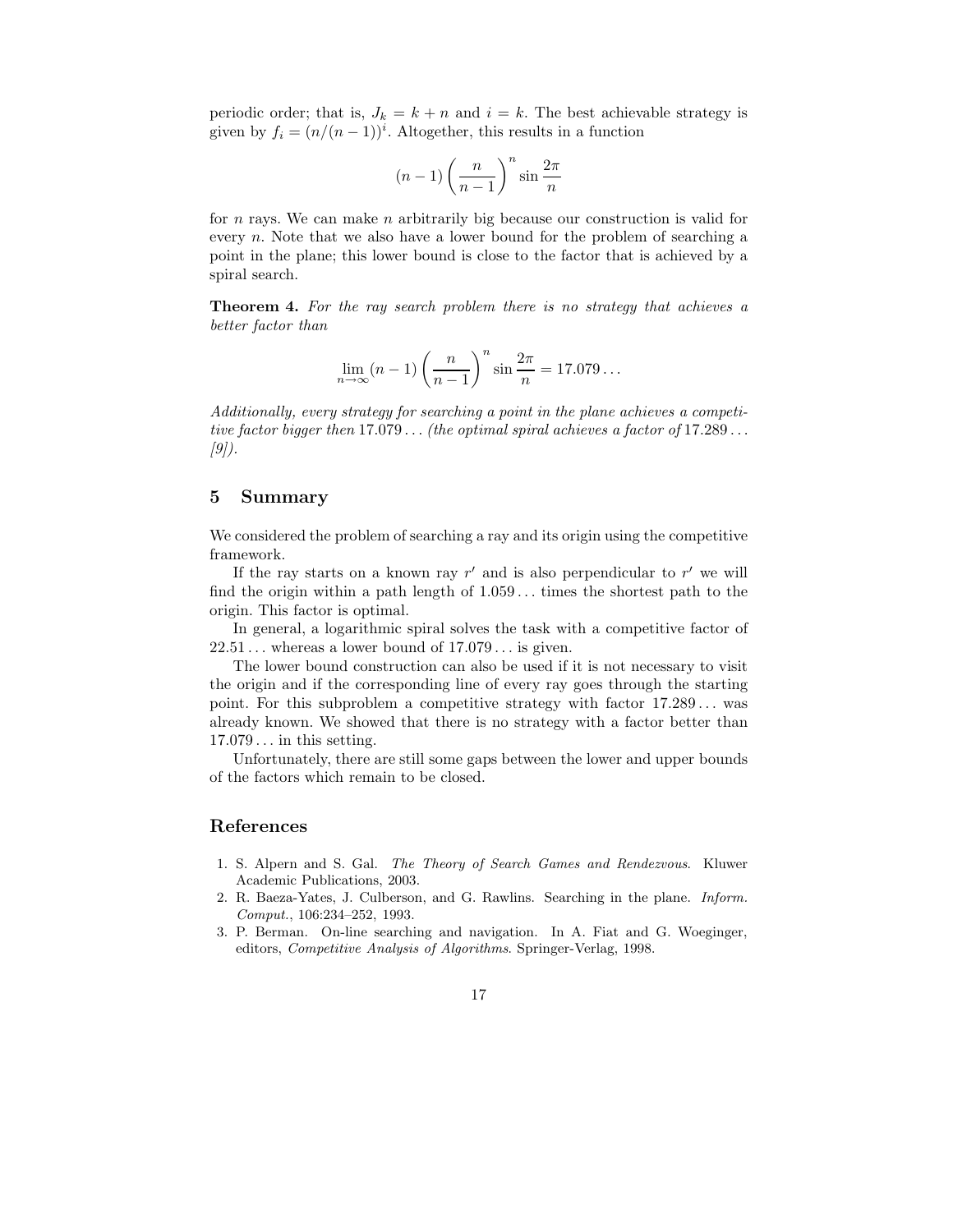periodic order; that is, $J_k = k + n$ and $i = k$. The best achievable strategy is given by $f_i = (n/(n-1))^i$. Altogether, this results in a function

$$(n-1)\left(\frac{n}{n-1}\right)^n \sin\frac{2\pi}{n}$$

for $n$ rays. We can make $n$ arbitrarily big because our construction is valid for every $n$. Note that we also have a lower bound for the problem of searching a point in the plane; this lower bound is close to the factor that is achieved by a spiral search.

**Theorem 4.** *For the ray search problem there is no strategy that achieves a better factor than*

$$\lim_{n\to\infty}(n-1)\left(\frac{n}{n-1}\right)^n \sin\frac{2\pi}{n} = 17.079\ldots$$

*Additionally, every strategy for searching a point in the plane achieves a competitive factor bigger then* $17.079\ldots$ *(the optimal spiral achieves a factor of* $17.289\ldots$ *[9]).*

## 5 Summary

We considered the problem of searching a ray and its origin using the competitive framework.

If the ray starts on a known ray $r'$ and is also perpendicular to $r'$ we will find the origin within a path length of $1.059\ldots$ times the shortest path to the origin. This factor is optimal.

In general, a logarithmic spiral solves the task with a competitive factor of $22.51\ldots$ whereas a lower bound of $17.079\ldots$ is given.

The lower bound construction can also be used if it is not necessary to visit the origin and if the corresponding line of every ray goes through the starting point. For this subproblem a competitive strategy with factor $17.289\ldots$ was already known. We showed that there is no strategy with a factor better than $17.079\ldots$ in this setting.

Unfortunately, there are still some gaps between the lower and upper bounds of the factors which remain to be closed.

## References

1. S. Alpern and S. Gal. *The Theory of Search Games and Rendezvous*. Kluwer Academic Publications, 2003.
2. R. Baeza-Yates, J. Culberson, and G. Rawlins. Searching in the plane. *Inform. Comput.*, 106:234–252, 1993.
3. P. Berman. On-line searching and navigation. In A. Fiat and G. Woeginger, editors, *Competitive Analysis of Algorithms*. Springer-Verlag, 1998.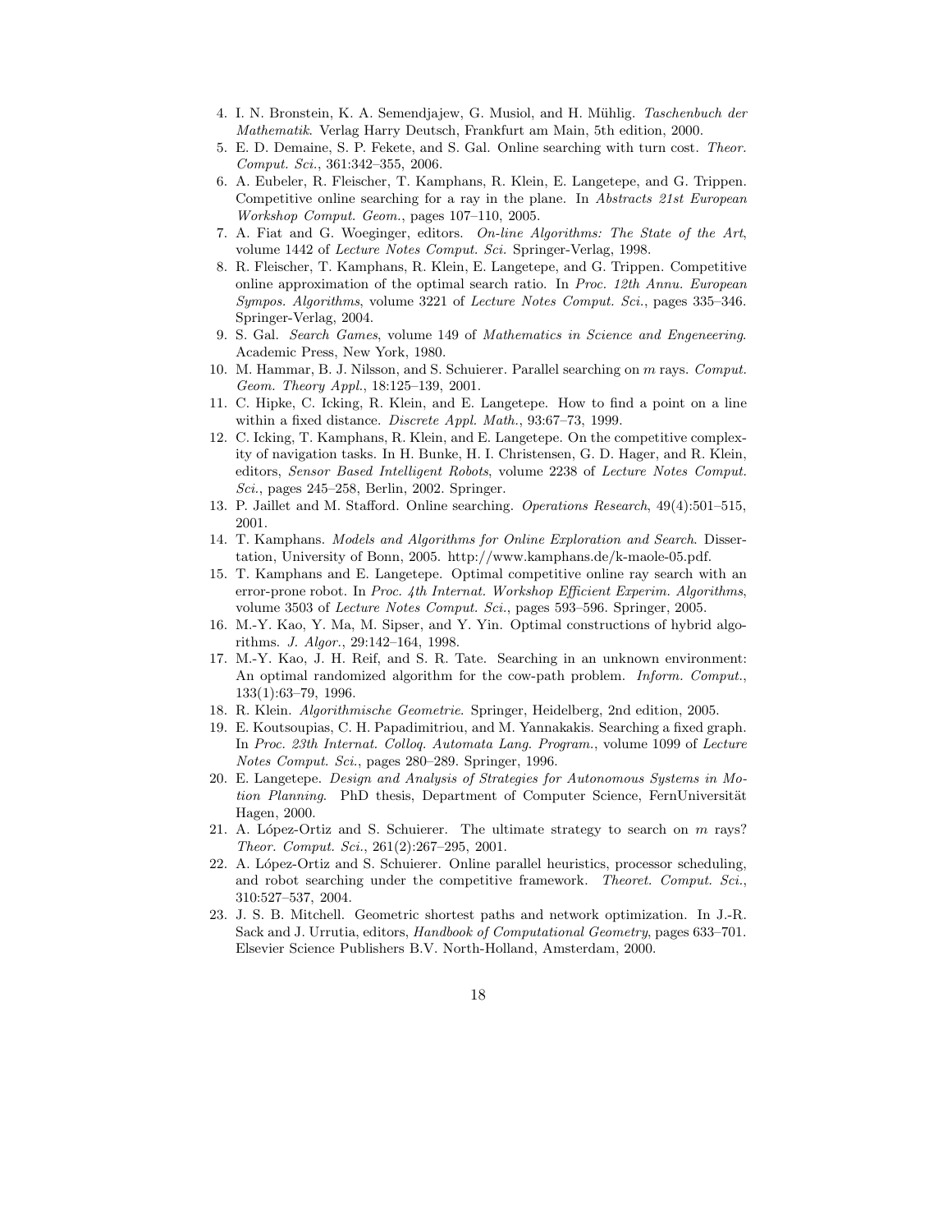4. I. N. Bronstein, K. A. Semendjajew, G. Musiol, and H. Mühlig. *Taschenbuch der Mathematik*. Verlag Harry Deutsch, Frankfurt am Main, 5th edition, 2000.
5. E. D. Demaine, S. P. Fekete, and S. Gal. Online searching with turn cost. *Theor. Comput. Sci.*, 361:342–355, 2006.
6. A. Eubeler, R. Fleischer, T. Kamphans, R. Klein, E. Langetepe, and G. Trippen. Competitive online searching for a ray in the plane. In *Abstracts 21st European Workshop Comput. Geom.*, pages 107–110, 2005.
7. A. Fiat and G. Woeginger, editors. *On-line Algorithms: The State of the Art*, volume 1442 of *Lecture Notes Comput. Sci.* Springer-Verlag, 1998.
8. R. Fleischer, T. Kamphans, R. Klein, E. Langetepe, and G. Trippen. Competitive online approximation of the optimal search ratio. In *Proc. 12th Annu. European Sympos. Algorithms*, volume 3221 of *Lecture Notes Comput. Sci.*, pages 335–346. Springer-Verlag, 2004.
9. S. Gal. *Search Games*, volume 149 of *Mathematics in Science and Engeneering*. Academic Press, New York, 1980.
10. M. Hammar, B. J. Nilsson, and S. Schuierer. Parallel searching on $m$ rays. *Comput. Geom. Theory Appl.*, 18:125–139, 2001.
11. C. Hipke, C. Icking, R. Klein, and E. Langetepe. How to find a point on a line within a fixed distance. *Discrete Appl. Math.*, 93:67–73, 1999.
12. C. Icking, T. Kamphans, R. Klein, and E. Langetepe. On the competitive complexity of navigation tasks. In H. Bunke, H. I. Christensen, G. D. Hager, and R. Klein, editors, *Sensor Based Intelligent Robots*, volume 2238 of *Lecture Notes Comput. Sci.*, pages 245–258, Berlin, 2002. Springer.
13. P. Jaillet and M. Stafford. Online searching. *Operations Research*, 49(4):501–515, 2001.
14. T. Kamphans. *Models and Algorithms for Online Exploration and Search*. Dissertation, University of Bonn, 2005. http://www.kamphans.de/k-maole-05.pdf.
15. T. Kamphans and E. Langetepe. Optimal competitive online ray search with an error-prone robot. In *Proc. 4th Internat. Workshop Efficient Experim. Algorithms*, volume 3503 of *Lecture Notes Comput. Sci.*, pages 593–596. Springer, 2005.
16. M.-Y. Kao, Y. Ma, M. Sipser, and Y. Yin. Optimal constructions of hybrid algorithms. *J. Algor.*, 29:142–164, 1998.
17. M.-Y. Kao, J. H. Reif, and S. R. Tate. Searching in an unknown environment: An optimal randomized algorithm for the cow-path problem. *Inform. Comput.*, 133(1):63–79, 1996.
18. R. Klein. *Algorithmische Geometrie*. Springer, Heidelberg, 2nd edition, 2005.
19. E. Koutsoupias, C. H. Papadimitriou, and M. Yannakakis. Searching a fixed graph. In *Proc. 23th Internat. Colloq. Automata Lang. Program.*, volume 1099 of *Lecture Notes Comput. Sci.*, pages 280–289. Springer, 1996.
20. E. Langetepe. *Design and Analysis of Strategies for Autonomous Systems in Motion Planning*. PhD thesis, Department of Computer Science, FernUniversität Hagen, 2000.
21. A. López-Ortiz and S. Schuierer. The ultimate strategy to search on $m$ rays? *Theor. Comput. Sci.*, 261(2):267–295, 2001.
22. A. López-Ortiz and S. Schuierer. Online parallel heuristics, processor scheduling, and robot searching under the competitive framework. *Theoret. Comput. Sci.*, 310:527–537, 2004.
23. J. S. B. Mitchell. Geometric shortest paths and network optimization. In J.-R. Sack and J. Urrutia, editors, *Handbook of Computational Geometry*, pages 633–701. Elsevier Science Publishers B.V. North-Holland, Amsterdam, 2000.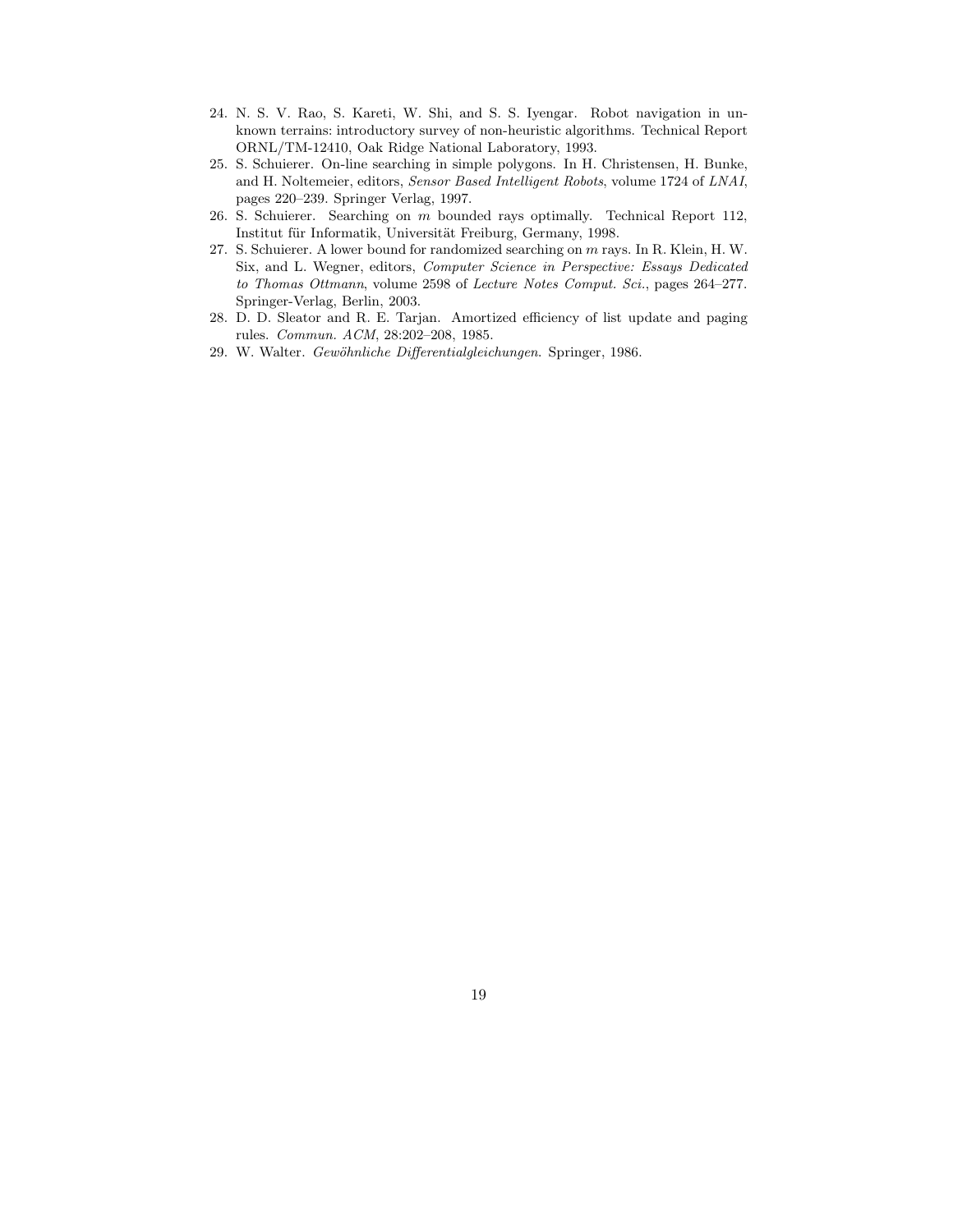24. N. S. V. Rao, S. Kareti, W. Shi, and S. S. Iyengar. Robot navigation in unknown terrains: introductory survey of non-heuristic algorithms. Technical Report ORNL/TM-12410, Oak Ridge National Laboratory, 1993.
25. S. Schuierer. On-line searching in simple polygons. In H. Christensen, H. Bunke, and H. Noltemeier, editors, *Sensor Based Intelligent Robots*, volume 1724 of *LNAI*, pages 220–239. Springer Verlag, 1997.
26. S. Schuierer. Searching on $m$ bounded rays optimally. Technical Report 112, Institut für Informatik, Universität Freiburg, Germany, 1998.
27. S. Schuierer. A lower bound for randomized searching on $m$ rays. In R. Klein, H. W. Six, and L. Wegner, editors, *Computer Science in Perspective: Essays Dedicated to Thomas Ottmann*, volume 2598 of *Lecture Notes Comput. Sci.*, pages 264–277. Springer-Verlag, Berlin, 2003.
28. D. D. Sleator and R. E. Tarjan. Amortized efficiency of list update and paging rules. *Commun. ACM*, 28:202–208, 1985.
29. W. Walter. *Gewöhnliche Differentialgleichungen*. Springer, 1986.